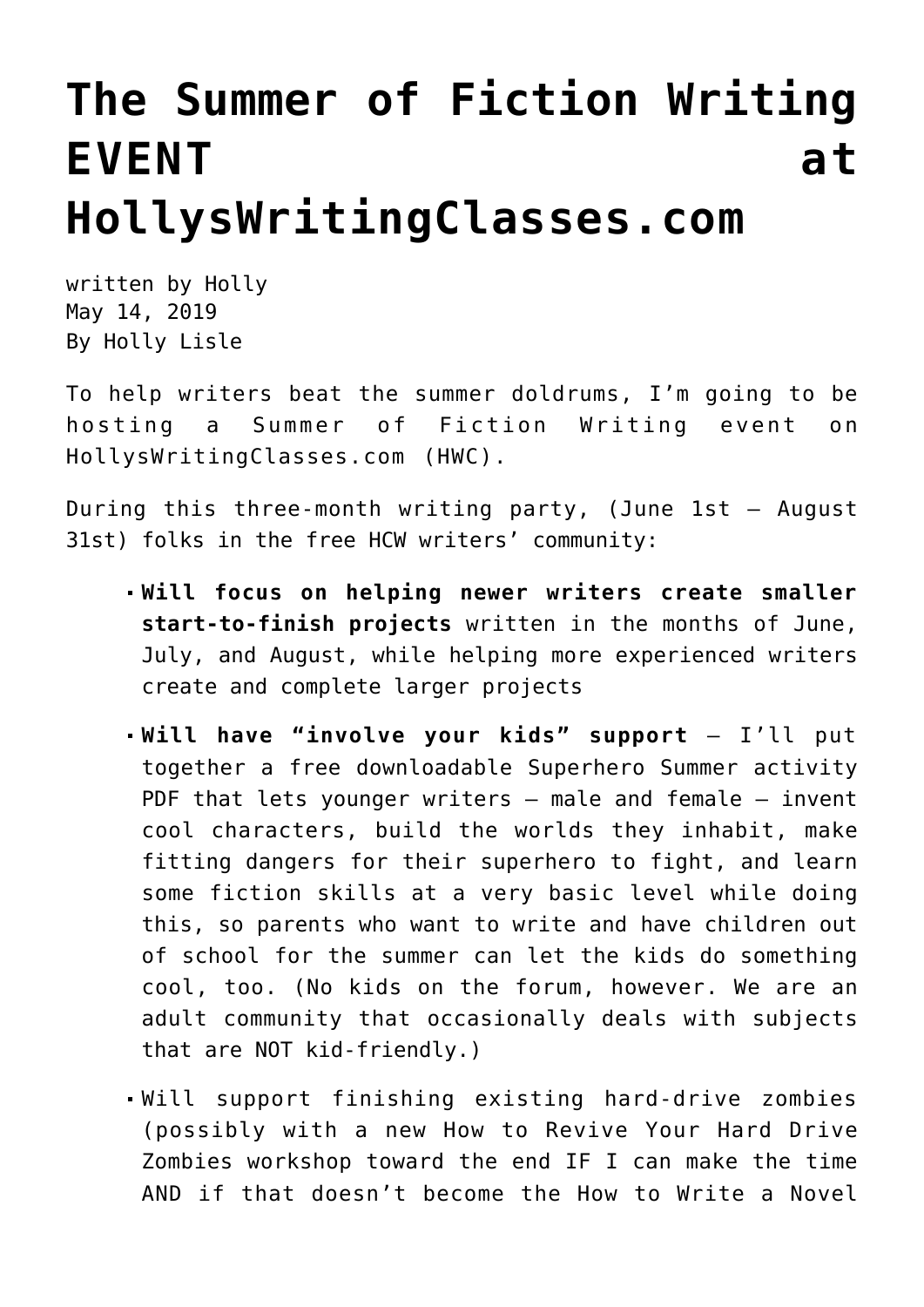# The Summer of Fiction Writing EVENT at HollysWritingClasses.com

written by Holly
May 14, 2019
By Holly Lisle

To help writers beat the summer doldrums, I'm going to be hosting a Summer of Fiction Writing event on HollysWritingClasses.com (HWC).

During this three-month writing party, (June 1st – August 31st) folks in the free HCW writers' community:

- **Will focus on helping newer writers create smaller start-to-finish projects** written in the months of June, July, and August, while helping more experienced writers create and complete larger projects
- **Will have "involve your kids" support** – I'll put together a free downloadable Superhero Summer activity PDF that lets younger writers – male and female – invent cool characters, build the worlds they inhabit, make fitting dangers for their superhero to fight, and learn some fiction skills at a very basic level while doing this, so parents who want to write and have children out of school for the summer can let the kids do something cool, too. (No kids on the forum, however. We are an adult community that occasionally deals with subjects that are NOT kid-friendly.)
- Will support finishing existing hard-drive zombies (possibly with a new How to Revive Your Hard Drive Zombies workshop toward the end IF I can make the time AND if that doesn't become the How to Write a Novel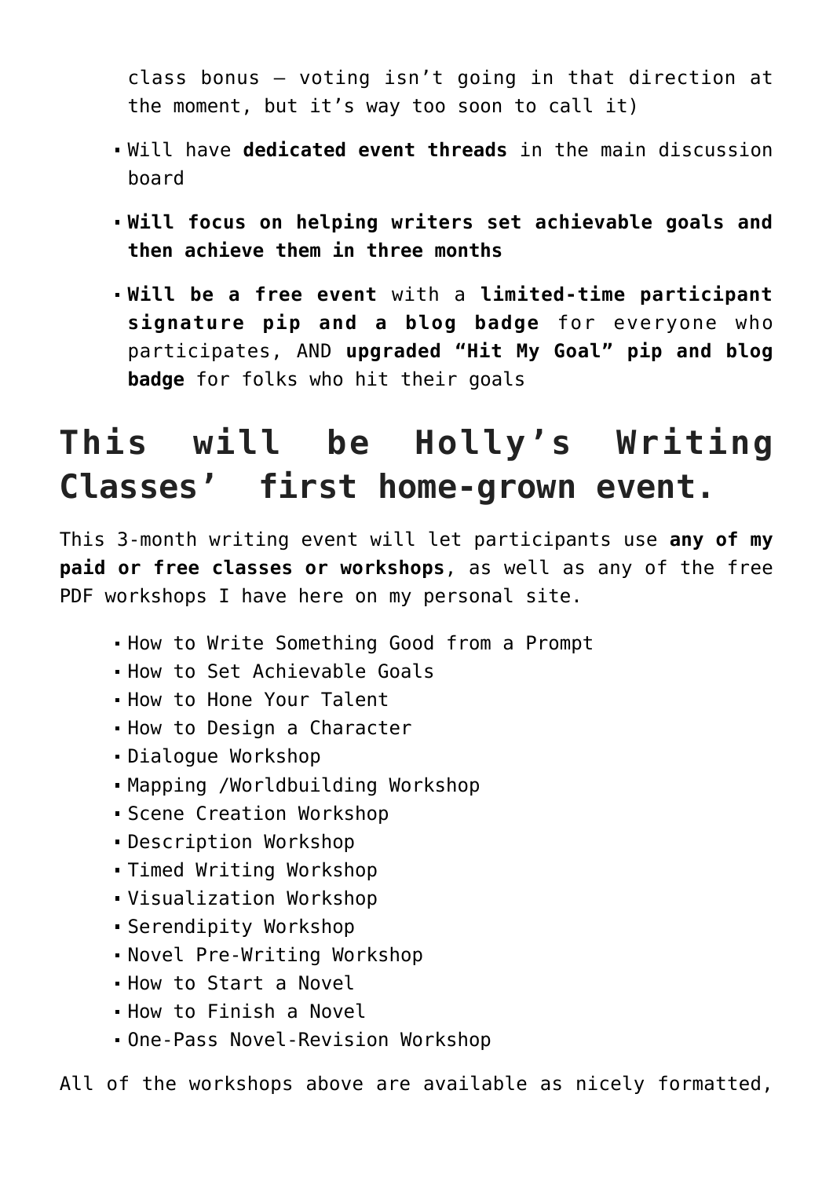class bonus — voting isn't going in that direction at the moment, but it's way too soon to call it)

- Will have **dedicated event threads** in the main discussion board
- **Will focus on helping writers set achievable goals and then achieve them in three months**
- **Will be a free event** with a **limited-time participant signature pip and a blog badge** for everyone who participates, AND **upgraded "Hit My Goal" pip and blog badge** for folks who hit their goals

## This will be Holly's Writing Classes' first home-grown event.

This 3-month writing event will let participants use **any of my paid or free classes or workshops**, as well as any of the free PDF workshops I have here on my personal site.

- How to Write Something Good from a Prompt
- How to Set Achievable Goals
- How to Hone Your Talent
- How to Design a Character
- Dialogue Workshop
- Mapping /Worldbuilding Workshop
- Scene Creation Workshop
- Description Workshop
- Timed Writing Workshop
- Visualization Workshop
- Serendipity Workshop
- Novel Pre-Writing Workshop
- How to Start a Novel
- How to Finish a Novel
- One-Pass Novel-Revision Workshop

All of the workshops above are available as nicely formatted,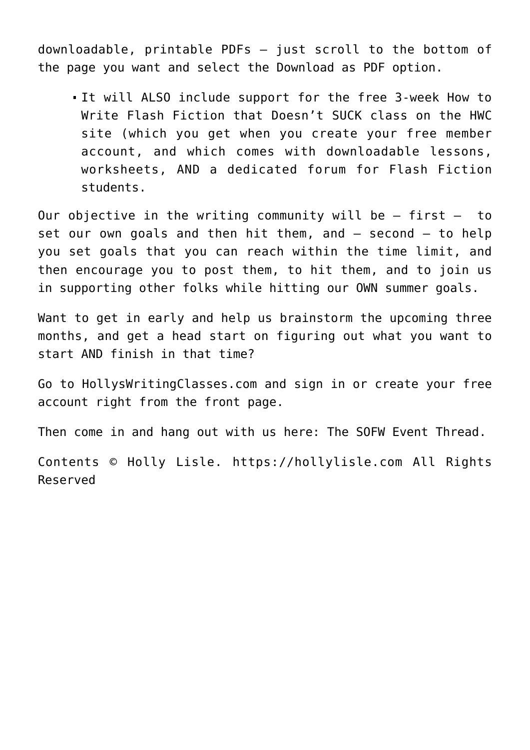downloadable, printable PDFs — just scroll to the bottom of the page you want and select the Download as PDF option.

- It will ALSO include support for the free 3-week How to Write Flash Fiction that Doesn't SUCK class on the HWC site (which you get when you create your free member account, and which comes with downloadable lessons, worksheets, AND a dedicated forum for Flash Fiction students.

Our objective in the writing community will be — first — to set our own goals and then hit them, and — second — to help you set goals that you can reach within the time limit, and then encourage you to post them, to hit them, and to join us in supporting other folks while hitting our OWN summer goals.

Want to get in early and help us brainstorm the upcoming three months, and get a head start on figuring out what you want to start AND finish in that time?

Go to HollysWritingClasses.com and sign in or create your free account right from the front page.

Then come in and hang out with us here: The SOFW Event Thread.

Contents © Holly Lisle. https://hollylisle.com All Rights Reserved